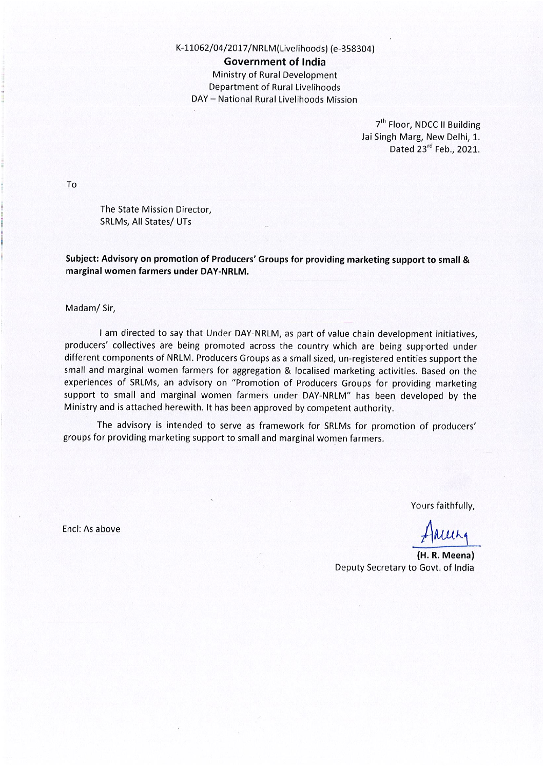K-11062/04/2017/NRLM(Livelihoods) (e-358304)

**Government of India**

Ministry of Rural Development

Department of Rural Livelihoods

DAY – National Rural Livelihoods Mission

7th Floor, NDCC II Building

Jai Singh Marg, New Delhi, 1.

Dated 23rd Feb., 2021.

To

The State Mission Director,

SRLMs, All States/ UTs

**Subject: Advisory on promotion of Producers' Groups for providing marketing support to small & marginal women farmers under DAY-NRLM.**

Madam/ Sir,

I am directed to say that Under DAY-NRLM, as part of value chain development initiatives, producers' collectives are being promoted across the country which are being supported under different components of NRLM. Producers Groups as a small sized, un-registered entities support the small and marginal women farmers for aggregation & localised marketing activities. Based on the experiences of SRLMs, an advisory on "Promotion of Producers Groups for providing marketing support to small and marginal women farmers under DAY-NRLM" has been developed by the Ministry and is attached herewith. It has been approved by competent authority.

The advisory is intended to serve as framework for SRLMs for promotion of producers' groups for providing marketing support to small and marginal women farmers.

Yours faithfully,

**(H. R. Meena)**

Deputy Secretary to Govt. of India

Encl: As above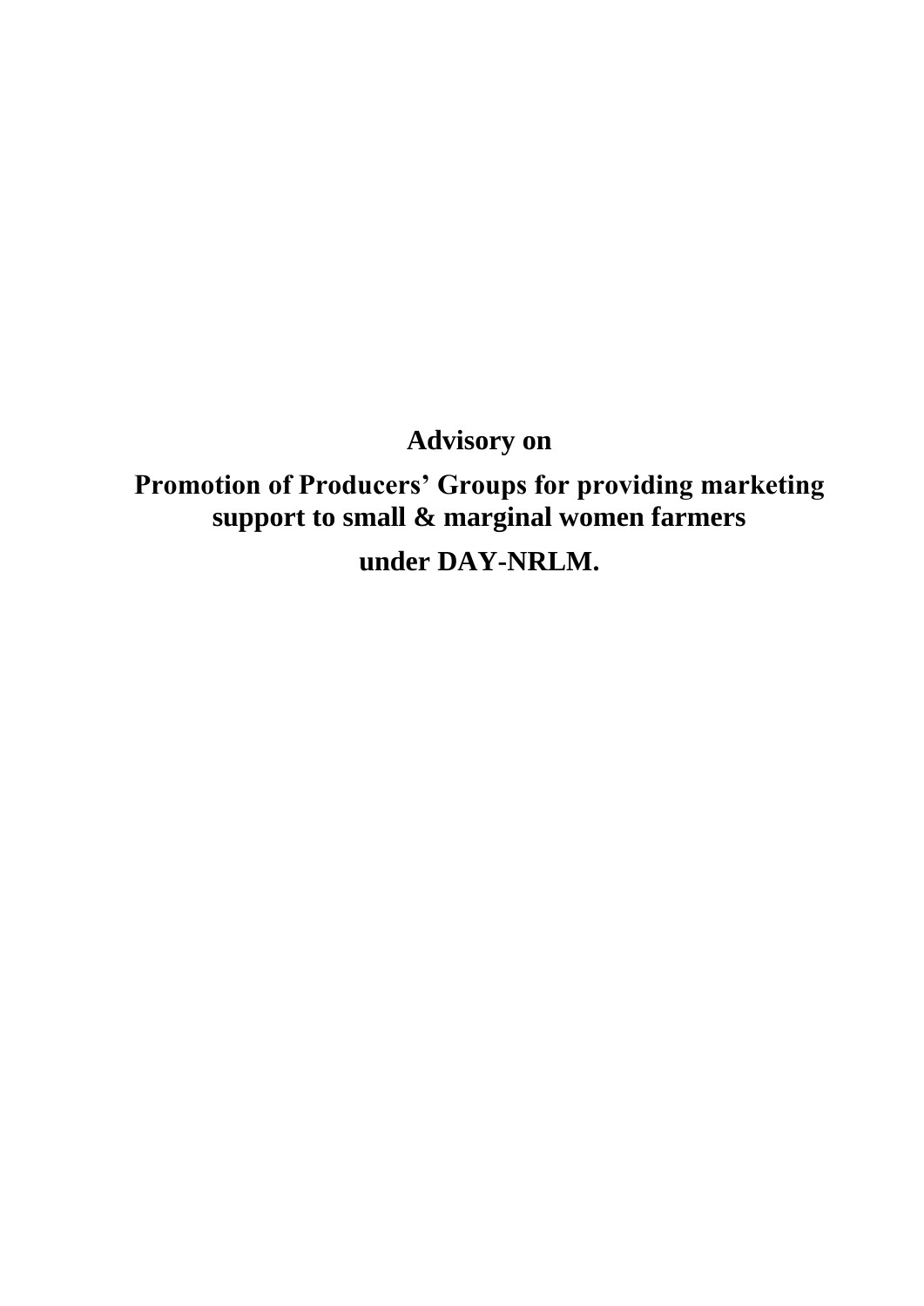# Advisory on

# Promotion of Producers' Groups for providing marketing support to small & marginal women farmers

# under DAY-NRLM.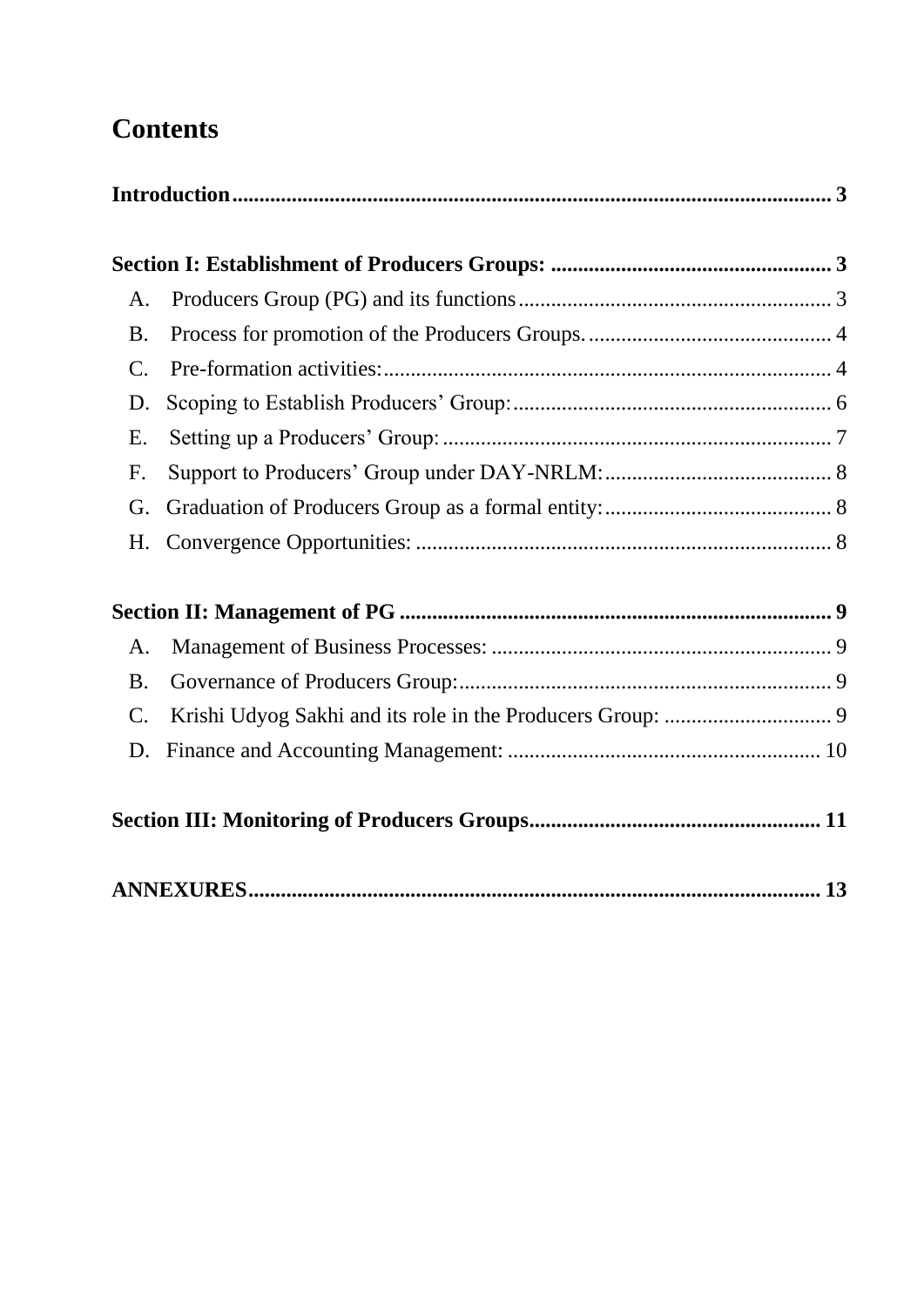# Contents

**Introduction** ..................................................... **3**

**Section I: Establishment of Producers Groups:** ..................................................... **3**

- A. Producers Group (PG) and its functions ..................................................... 3
- B. Process for promotion of the Producers Groups. ..................................................... 4
- C. Pre-formation activities: ..................................................... 4
- D. Scoping to Establish Producers' Group: ..................................................... 6
- E. Setting up a Producers' Group: ..................................................... 7
- F. Support to Producers' Group under DAY-NRLM: ..................................................... 8
- G. Graduation of Producers Group as a formal entity: ..................................................... 8
- H. Convergence Opportunities: ..................................................... 8

**Section II: Management of PG** ..................................................... **9**

- A. Management of Business Processes: ..................................................... 9
- B. Governance of Producers Group: ..................................................... 9
- C. Krishi Udyog Sakhi and its role in the Producers Group: ..................................................... 9
- D. Finance and Accounting Management: ..................................................... 10

**Section III: Monitoring of Producers Groups** ..................................................... **11**

**ANNEXURES** ..................................................... **13**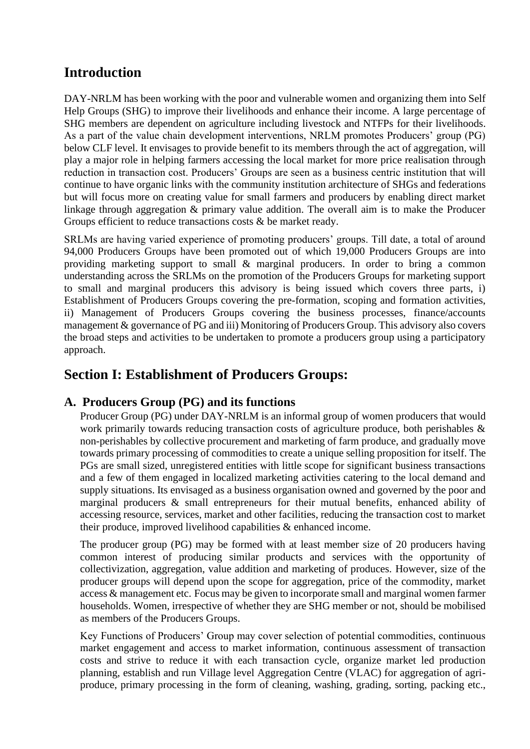# Introduction

DAY-NRLM has been working with the poor and vulnerable women and organizing them into Self Help Groups (SHG) to improve their livelihoods and enhance their income. A large percentage of SHG members are dependent on agriculture including livestock and NTFPs for their livelihoods. As a part of the value chain development interventions, NRLM promotes Producers' group (PG) below CLF level. It envisages to provide benefit to its members through the act of aggregation, will play a major role in helping farmers accessing the local market for more price realisation through reduction in transaction cost. Producers' Groups are seen as a business centric institution that will continue to have organic links with the community institution architecture of SHGs and federations but will focus more on creating value for small farmers and producers by enabling direct market linkage through aggregation & primary value addition. The overall aim is to make the Producer Groups efficient to reduce transactions costs & be market ready.

SRLMs are having varied experience of promoting producers' groups. Till date, a total of around 94,000 Producers Groups have been promoted out of which 19,000 Producers Groups are into providing marketing support to small & marginal producers. In order to bring a common understanding across the SRLMs on the promotion of the Producers Groups for marketing support to small and marginal producers this advisory is being issued which covers three parts, i) Establishment of Producers Groups covering the pre-formation, scoping and formation activities, ii) Management of Producers Groups covering the business processes, finance/accounts management & governance of PG and iii) Monitoring of Producers Group. This advisory also covers the broad steps and activities to be undertaken to promote a producers group using a participatory approach.

# Section I: Establishment of Producers Groups:

## A. Producers Group (PG) and its functions

Producer Group (PG) under DAY-NRLM is an informal group of women producers that would work primarily towards reducing transaction costs of agriculture produce, both perishables & non-perishables by collective procurement and marketing of farm produce, and gradually move towards primary processing of commodities to create a unique selling proposition for itself. The PGs are small sized, unregistered entities with little scope for significant business transactions and a few of them engaged in localized marketing activities catering to the local demand and supply situations. Its envisaged as a business organisation owned and governed by the poor and marginal producers & small entrepreneurs for their mutual benefits, enhanced ability of accessing resource, services, market and other facilities, reducing the transaction cost to market their produce, improved livelihood capabilities & enhanced income.

The producer group (PG) may be formed with at least member size of 20 producers having common interest of producing similar products and services with the opportunity of collectivization, aggregation, value addition and marketing of produces. However, size of the producer groups will depend upon the scope for aggregation, price of the commodity, market access & management etc. Focus may be given to incorporate small and marginal women farmer households. Women, irrespective of whether they are SHG member or not, should be mobilised as members of the Producers Groups.

Key Functions of Producers' Group may cover selection of potential commodities, continuous market engagement and access to market information, continuous assessment of transaction costs and strive to reduce it with each transaction cycle, organize market led production planning, establish and run Village level Aggregation Centre (VLAC) for aggregation of agri-produce, primary processing in the form of cleaning, washing, grading, sorting, packing etc.,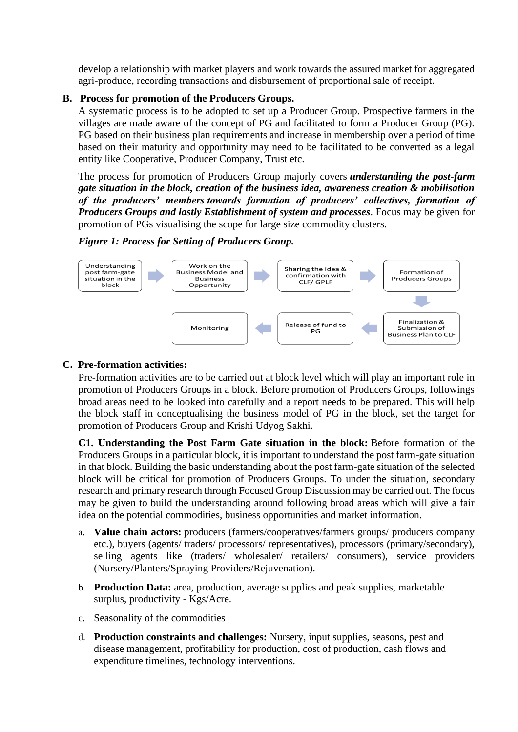develop a relationship with market players and work towards the assured market for aggregated agri-produce, recording transactions and disbursement of proportional sale of receipt.

**B. Process for promotion of the Producers Groups.**

A systematic process is to be adopted to set up a Producer Group. Prospective farmers in the villages are made aware of the concept of PG and facilitated to form a Producer Group (PG). PG based on their business plan requirements and increase in membership over a period of time based on their maturity and opportunity may need to be facilitated to be converted as a legal entity like Cooperative, Producer Company, Trust etc.

The process for promotion of Producers Group majorly covers ***understanding the post-farm gate situation in the block, creation of the business idea, awareness creation & mobilisation of the producers' members towards formation of producers' collectives, formation of Producers Groups and lastly Establishment of system and processes***. Focus may be given for promotion of PGs visualising the scope for large size commodity clusters.

***Figure 1: Process for Setting of Producers Group.***

Understanding post farm-gate situation in the block → Work on the Business Model and Business Opportunity → Sharing the idea & confirmation with CLF/ GPLF → Formation of Producers Groups → Finalization & Submission of Business Plan to CLF → Release of fund to PG → Monitoring

**C. Pre-formation activities:**

Pre-formation activities are to be carried out at block level which will play an important role in promotion of Producers Groups in a block. Before promotion of Producers Groups, followings broad areas need to be looked into carefully and a report needs to be prepared. This will help the block staff in conceptualising the business model of PG in the block, set the target for promotion of Producers Group and Krishi Udyog Sakhi.

**C1. Understanding the Post Farm Gate situation in the block:** Before formation of the Producers Groups in a particular block, it is important to understand the post farm-gate situation in that block. Building the basic understanding about the post farm-gate situation of the selected block will be critical for promotion of Producers Groups. To under the situation, secondary research and primary research through Focused Group Discussion may be carried out. The focus may be given to build the understanding around following broad areas which will give a fair idea on the potential commodities, business opportunities and market information.

a. **Value chain actors:** producers (farmers/cooperatives/farmers groups/ producers company etc.), buyers (agents/ traders/ processors/ representatives), processors (primary/secondary), selling agents like (traders/ wholesaler/ retailers/ consumers), service providers (Nursery/Planters/Spraying Providers/Rejuvenation).

b. **Production Data:** area, production, average supplies and peak supplies, marketable surplus, productivity - Kgs/Acre.

c. Seasonality of the commodities

d. **Production constraints and challenges:** Nursery, input supplies, seasons, pest and disease management, profitability for production, cost of production, cash flows and expenditure timelines, technology interventions.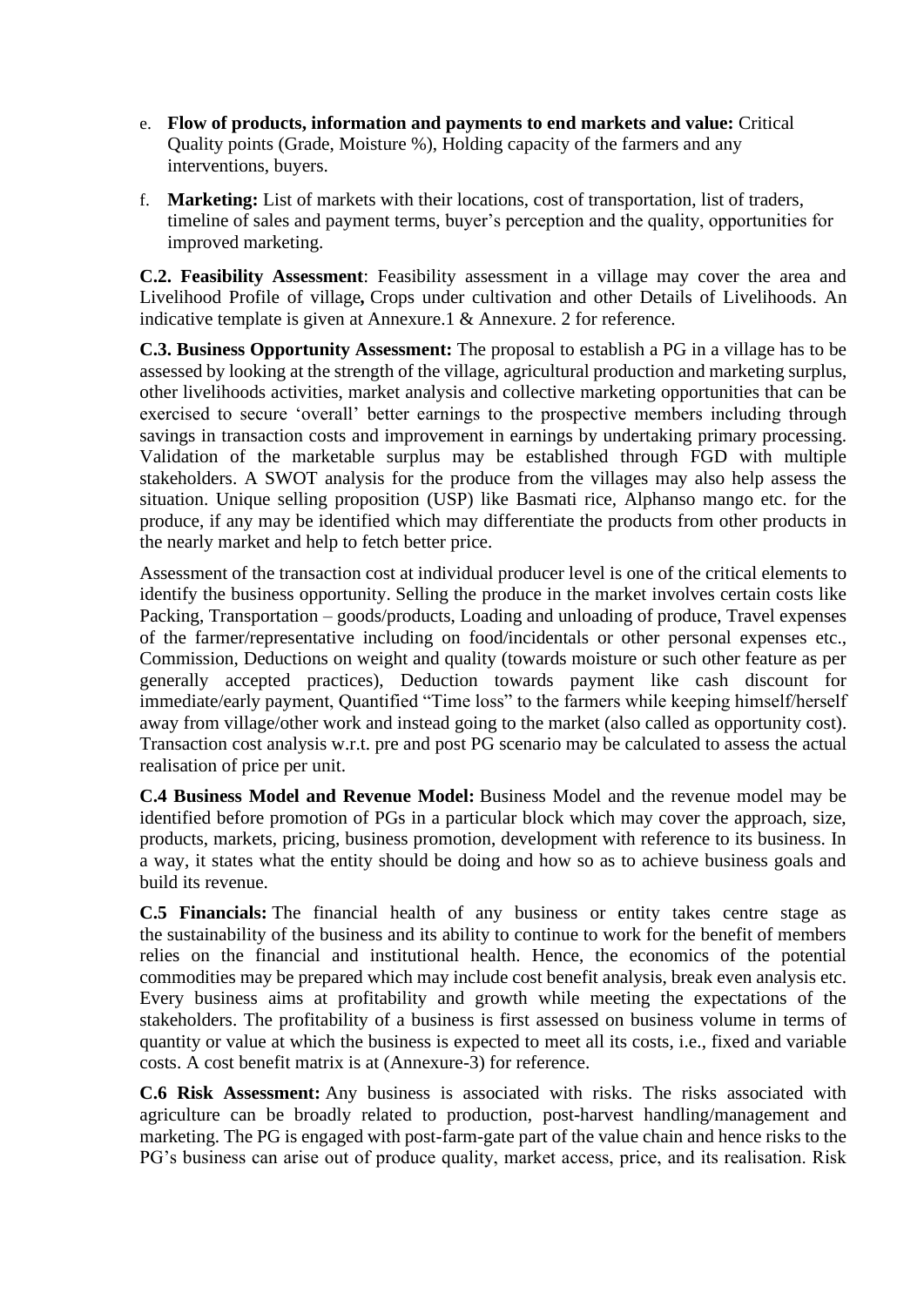e. **Flow of products, information and payments to end markets and value:** Critical Quality points (Grade, Moisture %), Holding capacity of the farmers and any interventions, buyers.

f. **Marketing:** List of markets with their locations, cost of transportation, list of traders, timeline of sales and payment terms, buyer's perception and the quality, opportunities for improved marketing.

**C.2. Feasibility Assessment**: Feasibility assessment in a village may cover the area and Livelihood Profile of village**,** Crops under cultivation and other Details of Livelihoods. An indicative template is given at Annexure.1 & Annexure. 2 for reference.

**C.3. Business Opportunity Assessment:** The proposal to establish a PG in a village has to be assessed by looking at the strength of the village, agricultural production and marketing surplus, other livelihoods activities, market analysis and collective marketing opportunities that can be exercised to secure 'overall' better earnings to the prospective members including through savings in transaction costs and improvement in earnings by undertaking primary processing. Validation of the marketable surplus may be established through FGD with multiple stakeholders. A SWOT analysis for the produce from the villages may also help assess the situation. Unique selling proposition (USP) like Basmati rice, Alphanso mango etc. for the produce, if any may be identified which may differentiate the products from other products in the nearly market and help to fetch better price.

Assessment of the transaction cost at individual producer level is one of the critical elements to identify the business opportunity. Selling the produce in the market involves certain costs like Packing, Transportation – goods/products, Loading and unloading of produce, Travel expenses of the farmer/representative including on food/incidentals or other personal expenses etc., Commission, Deductions on weight and quality (towards moisture or such other feature as per generally accepted practices), Deduction towards payment like cash discount for immediate/early payment, Quantified "Time loss" to the farmers while keeping himself/herself away from village/other work and instead going to the market (also called as opportunity cost). Transaction cost analysis w.r.t. pre and post PG scenario may be calculated to assess the actual realisation of price per unit.

**C.4 Business Model and Revenue Model:** Business Model and the revenue model may be identified before promotion of PGs in a particular block which may cover the approach, size, products, markets, pricing, business promotion, development with reference to its business. In a way, it states what the entity should be doing and how so as to achieve business goals and build its revenue.

**C.5 Financials:** The financial health of any business or entity takes centre stage as the sustainability of the business and its ability to continue to work for the benefit of members relies on the financial and institutional health. Hence, the economics of the potential commodities may be prepared which may include cost benefit analysis, break even analysis etc. Every business aims at profitability and growth while meeting the expectations of the stakeholders. The profitability of a business is first assessed on business volume in terms of quantity or value at which the business is expected to meet all its costs, i.e., fixed and variable costs. A cost benefit matrix is at (Annexure-3) for reference.

**C.6 Risk Assessment:** Any business is associated with risks. The risks associated with agriculture can be broadly related to production, post-harvest handling/management and marketing. The PG is engaged with post-farm-gate part of the value chain and hence risks to the PG's business can arise out of produce quality, market access, price, and its realisation. Risk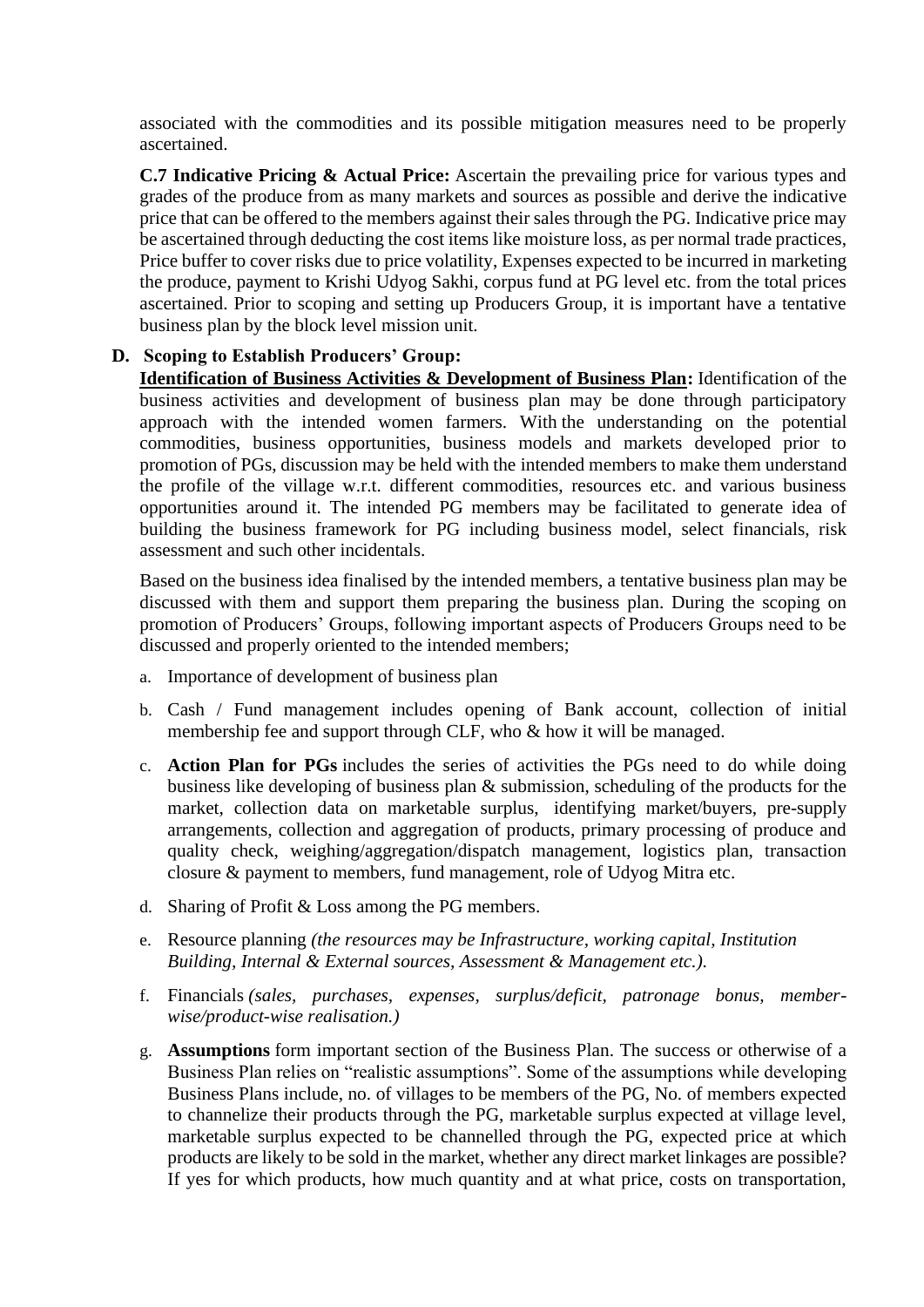associated with the commodities and its possible mitigation measures need to be properly ascertained.

**C.7 Indicative Pricing & Actual Price:** Ascertain the prevailing price for various types and grades of the produce from as many markets and sources as possible and derive the indicative price that can be offered to the members against their sales through the PG. Indicative price may be ascertained through deducting the cost items like moisture loss, as per normal trade practices, Price buffer to cover risks due to price volatility, Expenses expected to be incurred in marketing the produce, payment to Krishi Udyog Sakhi, corpus fund at PG level etc. from the total prices ascertained. Prior to scoping and setting up Producers Group, it is important have a tentative business plan by the block level mission unit.

## D. Scoping to Establish Producers' Group:

**<u>Identification of Business Activities & Development of Business Plan</u>:** Identification of the business activities and development of business plan may be done through participatory approach with the intended women farmers. With the understanding on the potential commodities, business opportunities, business models and markets developed prior to promotion of PGs, discussion may be held with the intended members to make them understand the profile of the village w.r.t. different commodities, resources etc. and various business opportunities around it. The intended PG members may be facilitated to generate idea of building the business framework for PG including business model, select financials, risk assessment and such other incidentals.

Based on the business idea finalised by the intended members, a tentative business plan may be discussed with them and support them preparing the business plan. During the scoping on promotion of Producers' Groups, following important aspects of Producers Groups need to be discussed and properly oriented to the intended members;

a. Importance of development of business plan

b. Cash / Fund management includes opening of Bank account, collection of initial membership fee and support through CLF, who & how it will be managed.

c. **Action Plan for PGs** includes the series of activities the PGs need to do while doing business like developing of business plan & submission, scheduling of the products for the market, collection data on marketable surplus, identifying market/buyers, pre-supply arrangements, collection and aggregation of products, primary processing of produce and quality check, weighing/aggregation/dispatch management, logistics plan, transaction closure & payment to members, fund management, role of Udyog Mitra etc.

d. Sharing of Profit & Loss among the PG members.

e. Resource planning *(the resources may be Infrastructure, working capital, Institution Building, Internal & External sources, Assessment & Management etc.).*

f. Financials *(sales, purchases, expenses, surplus/deficit, patronage bonus, member-wise/product-wise realisation.)*

g. **Assumptions** form important section of the Business Plan. The success or otherwise of a Business Plan relies on "realistic assumptions". Some of the assumptions while developing Business Plans include, no. of villages to be members of the PG, No. of members expected to channelize their products through the PG, marketable surplus expected at village level, marketable surplus expected to be channelled through the PG, expected price at which products are likely to be sold in the market, whether any direct market linkages are possible? If yes for which products, how much quantity and at what price, costs on transportation,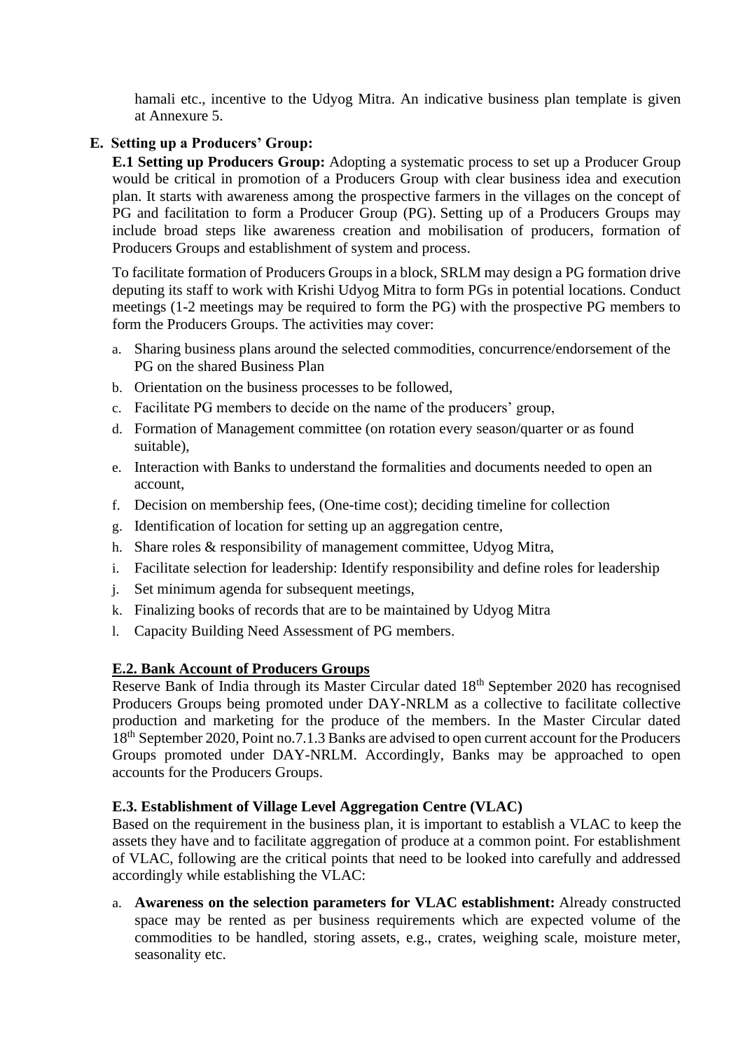hamali etc., incentive to the Udyog Mitra. An indicative business plan template is given at Annexure 5.

## E. Setting up a Producers' Group:

**E.1 Setting up Producers Group:** Adopting a systematic process to set up a Producer Group would be critical in promotion of a Producers Group with clear business idea and execution plan. It starts with awareness among the prospective farmers in the villages on the concept of PG and facilitation to form a Producer Group (PG). Setting up of a Producers Groups may include broad steps like awareness creation and mobilisation of producers, formation of Producers Groups and establishment of system and process.

To facilitate formation of Producers Groups in a block, SRLM may design a PG formation drive deputing its staff to work with Krishi Udyog Mitra to form PGs in potential locations. Conduct meetings (1-2 meetings may be required to form the PG) with the prospective PG members to form the Producers Groups. The activities may cover:

a. Sharing business plans around the selected commodities, concurrence/endorsement of the PG on the shared Business Plan
b. Orientation on the business processes to be followed,
c. Facilitate PG members to decide on the name of the producers' group,
d. Formation of Management committee (on rotation every season/quarter or as found suitable),
e. Interaction with Banks to understand the formalities and documents needed to open an account,
f. Decision on membership fees, (One-time cost); deciding timeline for collection
g. Identification of location for setting up an aggregation centre,
h. Share roles & responsibility of management committee, Udyog Mitra,
i. Facilitate selection for leadership: Identify responsibility and define roles for leadership
j. Set minimum agenda for subsequent meetings,
k. Finalizing books of records that are to be maintained by Udyog Mitra
l. Capacity Building Need Assessment of PG members.

### E.2. Bank Account of Producers Groups

Reserve Bank of India through its Master Circular dated 18th September 2020 has recognised Producers Groups being promoted under DAY-NRLM as a collective to facilitate collective production and marketing for the produce of the members. In the Master Circular dated 18th September 2020, Point no.7.1.3 Banks are advised to open current account for the Producers Groups promoted under DAY-NRLM. Accordingly, Banks may be approached to open accounts for the Producers Groups.

### E.3. Establishment of Village Level Aggregation Centre (VLAC)

Based on the requirement in the business plan, it is important to establish a VLAC to keep the assets they have and to facilitate aggregation of produce at a common point. For establishment of VLAC, following are the critical points that need to be looked into carefully and addressed accordingly while establishing the VLAC:

a. **Awareness on the selection parameters for VLAC establishment:** Already constructed space may be rented as per business requirements which are expected volume of the commodities to be handled, storing assets, e.g., crates, weighing scale, moisture meter, seasonality etc.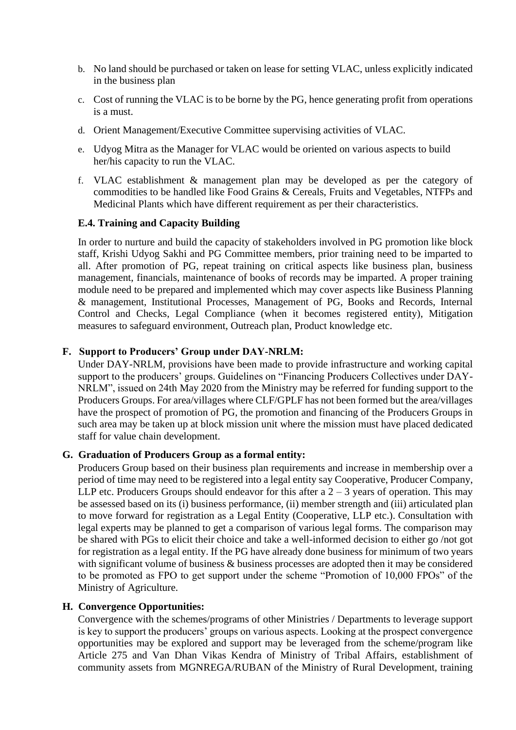b. No land should be purchased or taken on lease for setting VLAC, unless explicitly indicated in the business plan

c. Cost of running the VLAC is to be borne by the PG, hence generating profit from operations is a must.

d. Orient Management/Executive Committee supervising activities of VLAC.

e. Udyog Mitra as the Manager for VLAC would be oriented on various aspects to build her/his capacity to run the VLAC.

f. VLAC establishment & management plan may be developed as per the category of commodities to be handled like Food Grains & Cereals, Fruits and Vegetables, NTFPs and Medicinal Plants which have different requirement as per their characteristics.

### E.4. Training and Capacity Building

In order to nurture and build the capacity of stakeholders involved in PG promotion like block staff, Krishi Udyog Sakhi and PG Committee members, prior training need to be imparted to all. After promotion of PG, repeat training on critical aspects like business plan, business management, financials, maintenance of books of records may be imparted. A proper training module need to be prepared and implemented which may cover aspects like Business Planning & management, Institutional Processes, Management of PG, Books and Records, Internal Control and Checks, Legal Compliance (when it becomes registered entity), Mitigation measures to safeguard environment, Outreach plan, Product knowledge etc.

## F. Support to Producers' Group under DAY-NRLM:

Under DAY-NRLM, provisions have been made to provide infrastructure and working capital support to the producers' groups. Guidelines on "Financing Producers Collectives under DAY-NRLM", issued on 24th May 2020 from the Ministry may be referred for funding support to the Producers Groups. For area/villages where CLF/GPLF has not been formed but the area/villages have the prospect of promotion of PG, the promotion and financing of the Producers Groups in such area may be taken up at block mission unit where the mission must have placed dedicated staff for value chain development.

## G. Graduation of Producers Group as a formal entity:

Producers Group based on their business plan requirements and increase in membership over a period of time may need to be registered into a legal entity say Cooperative, Producer Company, LLP etc. Producers Groups should endeavor for this after a 2 – 3 years of operation. This may be assessed based on its (i) business performance, (ii) member strength and (iii) articulated plan to move forward for registration as a Legal Entity (Cooperative, LLP etc.). Consultation with legal experts may be planned to get a comparison of various legal forms. The comparison may be shared with PGs to elicit their choice and take a well-informed decision to either go /not got for registration as a legal entity. If the PG have already done business for minimum of two years with significant volume of business & business processes are adopted then it may be considered to be promoted as FPO to get support under the scheme "Promotion of 10,000 FPOs" of the Ministry of Agriculture.

## H. Convergence Opportunities:

Convergence with the schemes/programs of other Ministries / Departments to leverage support is key to support the producers' groups on various aspects. Looking at the prospect convergence opportunities may be explored and support may be leveraged from the scheme/program like Article 275 and Van Dhan Vikas Kendra of Ministry of Tribal Affairs, establishment of community assets from MGNREGA/RUBAN of the Ministry of Rural Development, training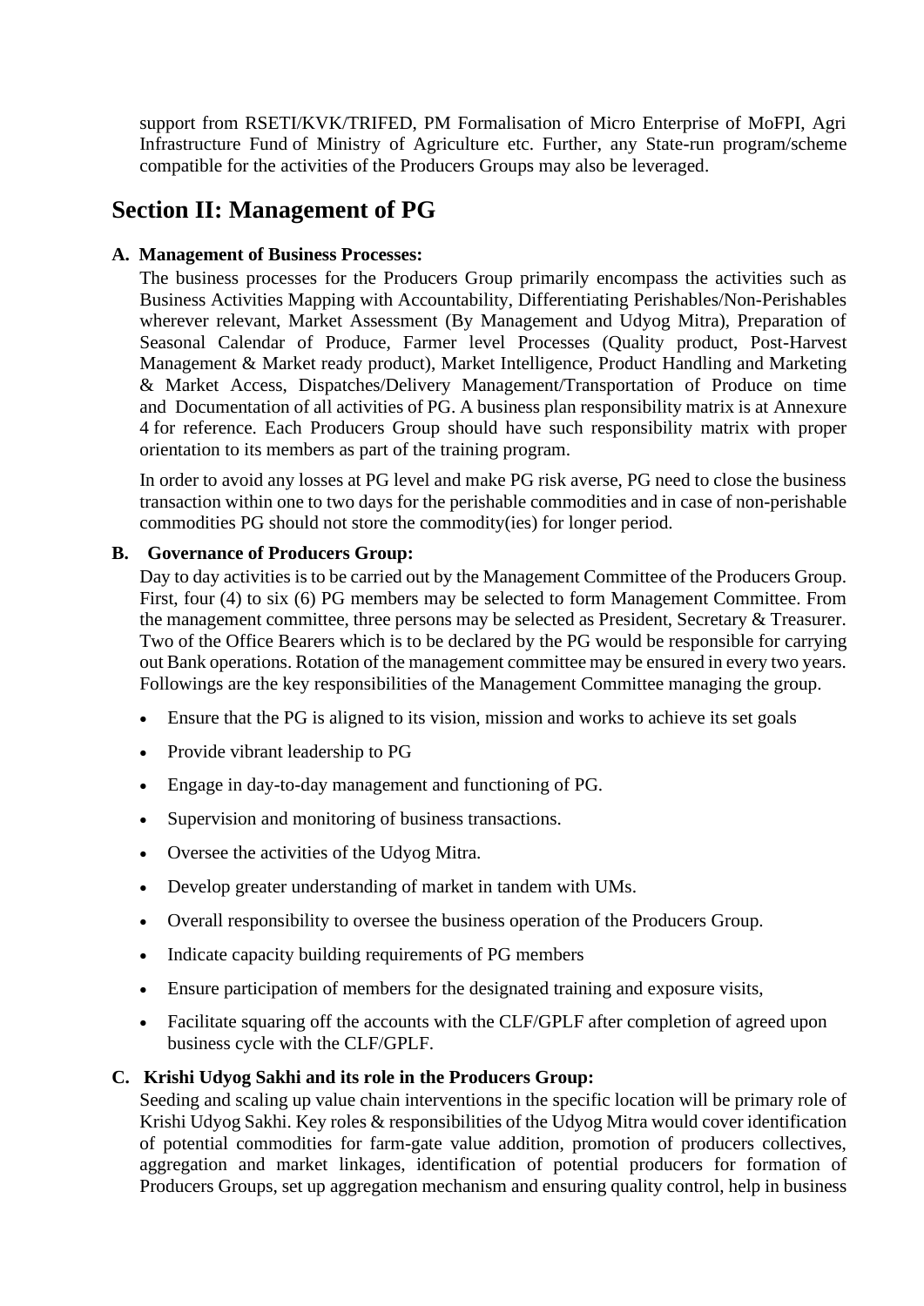support from RSETI/KVK/TRIFED, PM Formalisation of Micro Enterprise of MoFPI, Agri Infrastructure Fund of Ministry of Agriculture etc. Further, any State-run program/scheme compatible for the activities of the Producers Groups may also be leveraged.

## Section II: Management of PG

**A. Management of Business Processes:**

The business processes for the Producers Group primarily encompass the activities such as Business Activities Mapping with Accountability, Differentiating Perishables/Non-Perishables wherever relevant, Market Assessment (By Management and Udyog Mitra), Preparation of Seasonal Calendar of Produce, Farmer level Processes (Quality product, Post-Harvest Management & Market ready product), Market Intelligence, Product Handling and Marketing & Market Access, Dispatches/Delivery Management/Transportation of Produce on time and Documentation of all activities of PG. A business plan responsibility matrix is at Annexure 4 for reference. Each Producers Group should have such responsibility matrix with proper orientation to its members as part of the training program.

In order to avoid any losses at PG level and make PG risk averse, PG need to close the business transaction within one to two days for the perishable commodities and in case of non-perishable commodities PG should not store the commodity(ies) for longer period.

**B. Governance of Producers Group:**

Day to day activities is to be carried out by the Management Committee of the Producers Group. First, four (4) to six (6) PG members may be selected to form Management Committee. From the management committee, three persons may be selected as President, Secretary & Treasurer. Two of the Office Bearers which is to be declared by the PG would be responsible for carrying out Bank operations. Rotation of the management committee may be ensured in every two years. Followings are the key responsibilities of the Management Committee managing the group.

- Ensure that the PG is aligned to its vision, mission and works to achieve its set goals
- Provide vibrant leadership to PG
- Engage in day-to-day management and functioning of PG.
- Supervision and monitoring of business transactions.
- Oversee the activities of the Udyog Mitra.
- Develop greater understanding of market in tandem with UMs.
- Overall responsibility to oversee the business operation of the Producers Group.
- Indicate capacity building requirements of PG members
- Ensure participation of members for the designated training and exposure visits,
- Facilitate squaring off the accounts with the CLF/GPLF after completion of agreed upon business cycle with the CLF/GPLF.

**C. Krishi Udyog Sakhi and its role in the Producers Group:**

Seeding and scaling up value chain interventions in the specific location will be primary role of Krishi Udyog Sakhi. Key roles & responsibilities of the Udyog Mitra would cover identification of potential commodities for farm-gate value addition, promotion of producers collectives, aggregation and market linkages, identification of potential producers for formation of Producers Groups, set up aggregation mechanism and ensuring quality control, help in business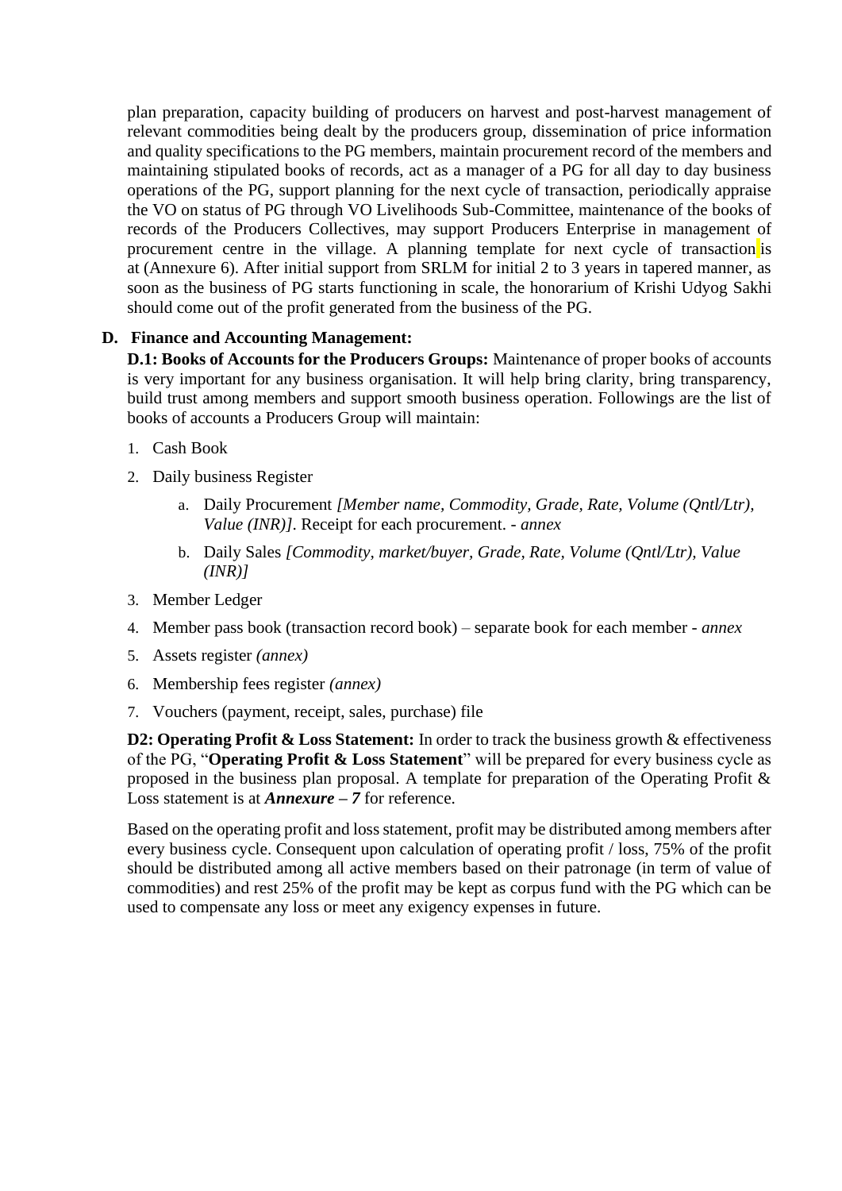plan preparation, capacity building of producers on harvest and post-harvest management of relevant commodities being dealt by the producers group, dissemination of price information and quality specifications to the PG members, maintain procurement record of the members and maintaining stipulated books of records, act as a manager of a PG for all day to day business operations of the PG, support planning for the next cycle of transaction, periodically appraise the VO on status of PG through VO Livelihoods Sub-Committee, maintenance of the books of records of the Producers Collectives, may support Producers Enterprise in management of procurement centre in the village. A planning template for next cycle of transaction is at (Annexure 6). After initial support from SRLM for initial 2 to 3 years in tapered manner, as soon as the business of PG starts functioning in scale, the honorarium of Krishi Udyog Sakhi should come out of the profit generated from the business of the PG.

**D. Finance and Accounting Management:**

**D.1: Books of Accounts for the Producers Groups:** Maintenance of proper books of accounts is very important for any business organisation. It will help bring clarity, bring transparency, build trust among members and support smooth business operation. Followings are the list of books of accounts a Producers Group will maintain:

1. Cash Book
2. Daily business Register
   a. Daily Procurement *[Member name, Commodity, Grade, Rate, Volume (Qntl/Ltr), Value (INR)]*. Receipt for each procurement. - *annex*
   b. Daily Sales *[Commodity, market/buyer, Grade, Rate, Volume (Qntl/Ltr), Value (INR)]*
3. Member Ledger
4. Member pass book (transaction record book) – separate book for each member - *annex*
5. Assets register *(annex)*
6. Membership fees register *(annex)*
7. Vouchers (payment, receipt, sales, purchase) file

**D2: Operating Profit & Loss Statement:** In order to track the business growth & effectiveness of the PG, "**Operating Profit & Loss Statement**" will be prepared for every business cycle as proposed in the business plan proposal. A template for preparation of the Operating Profit & Loss statement is at ***Annexure – 7*** for reference.

Based on the operating profit and loss statement, profit may be distributed among members after every business cycle. Consequent upon calculation of operating profit / loss, 75% of the profit should be distributed among all active members based on their patronage (in term of value of commodities) and rest 25% of the profit may be kept as corpus fund with the PG which can be used to compensate any loss or meet any exigency expenses in future.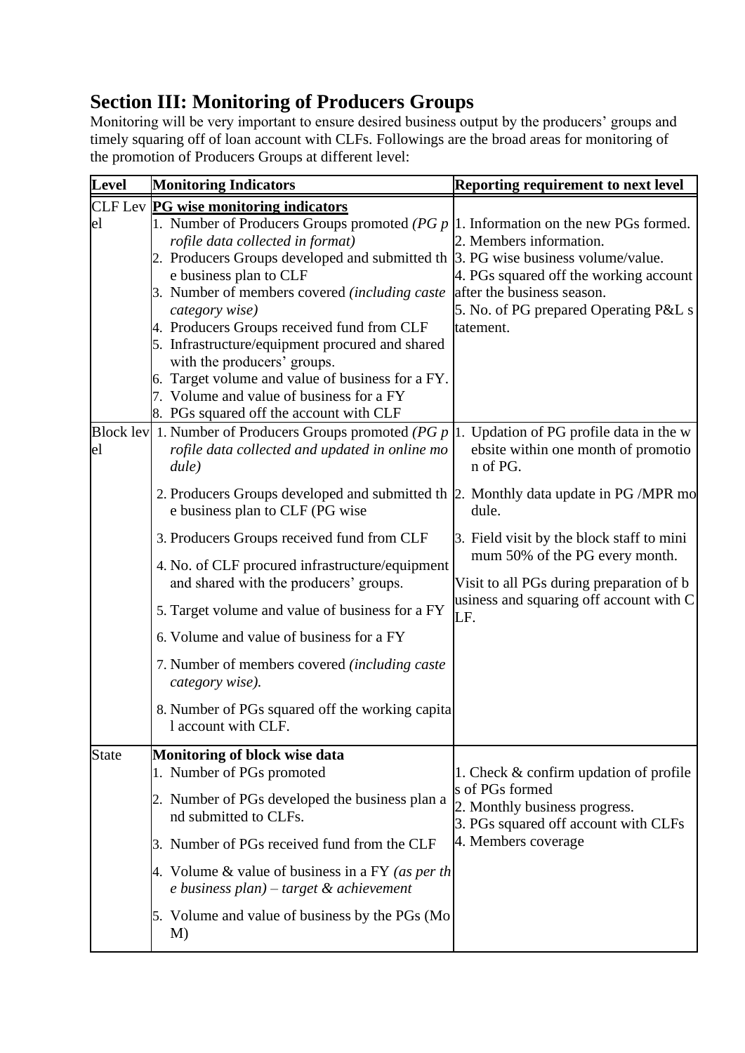## Section III: Monitoring of Producers Groups

Monitoring will be very important to ensure desired business output by the producers' groups and timely squaring off of loan account with CLFs. Followings are the broad areas for monitoring of the promotion of Producers Groups at different level:

| Level | Monitoring Indicators | Reporting requirement to next level |
|---|---|---|
| CLF Level | **PG wise monitoring indicators**<br>1. Number of Producers Groups promoted *(PG profile data collected in format)*<br>2. Producers Groups developed and submitted the business plan to CLF<br>3. Number of members covered *(including caste category wise)*<br>4. Producers Groups received fund from CLF<br>5. Infrastructure/equipment procured and shared with the producers' groups.<br>6. Target volume and value of business for a FY.<br>7. Volume and value of business for a FY<br>8. PGs squared off the account with CLF | 1. Information on the new PGs formed.<br>2. Members information.<br>3. PG wise business volume/value.<br>4. PGs squared off the working account after the business season.<br>5. No. of PG prepared Operating P&L statement. |
| Block level | 1. Number of Producers Groups promoted *(PG profile data collected and updated in online module)*<br>2. Producers Groups developed and submitted the business plan to CLF (PG wise<br>3. Producers Groups received fund from CLF<br>4. No. of CLF procured infrastructure/equipment and shared with the producers' groups.<br>5. Target volume and value of business for a FY<br>6. Volume and value of business for a FY<br>7. Number of members covered *(including caste category wise).*<br>8. Number of PGs squared off the working capital account with CLF. | 1. Updation of PG profile data in the website within one month of promotion of PG.<br>2. Monthly data update in PG /MPR module.<br>3. Field visit by the block staff to minimum 50% of the PG every month.<br><br>Visit to all PGs during preparation of business and squaring off account with CLF. |
| State | **Monitoring of block wise data**<br>1. Number of PGs promoted<br>2. Number of PGs developed the business plan and submitted to CLFs.<br>3. Number of PGs received fund from the CLF<br>4. Volume & value of business in a FY *(as per the business plan) – target & achievement*<br>5. Volume and value of business by the PGs (MoM) | 1. Check & confirm updation of profiles of PGs formed<br>2. Monthly business progress.<br>3. PGs squared off account with CLFs<br>4. Members coverage |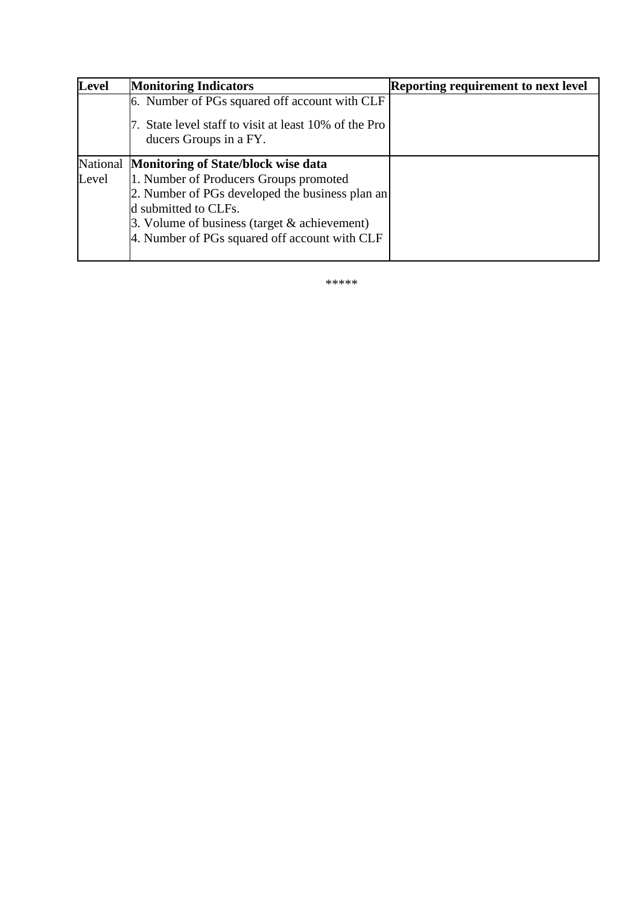| Level | Monitoring Indicators | Reporting requirement to next level |
|---|---|---|
| | 6. Number of PGs squared off account with CLF<br>7. State level staff to visit at least 10% of the Producers Groups in a FY. | |
| National Level | **Monitoring of State/block wise data**<br>1. Number of Producers Groups promoted<br>2. Number of PGs developed the business plan and submitted to CLFs.<br>3. Volume of business (target & achievement)<br>4. Number of PGs squared off account with CLF | |

*****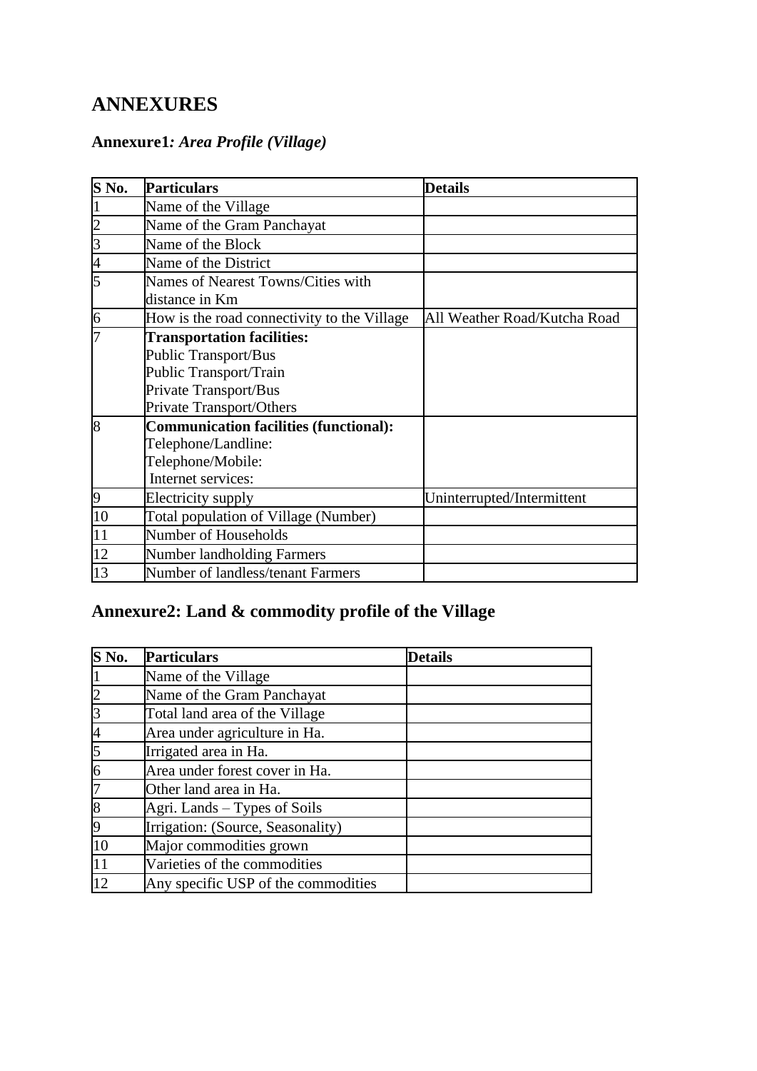# ANNEXURES

## Annexure1*: Area Profile (Village)*

| S No. | Particulars | Details |
|---|---|---|
| 1 | Name of the Village | |
| 2 | Name of the Gram Panchayat | |
| 3 | Name of the Block | |
| 4 | Name of the District | |
| 5 | Names of Nearest Towns/Cities with distance in Km | |
| 6 | How is the road connectivity to the Village | All Weather Road/Kutcha Road |
| 7 | **Transportation facilities:**<br>Public Transport/Bus<br>Public Transport/Train<br>Private Transport/Bus<br>Private Transport/Others | |
| 8 | **Communication facilities (functional):**<br>Telephone/Landline:<br>Telephone/Mobile:<br>Internet services: | |
| 9 | Electricity supply | Uninterrupted/Intermittent |
| 10 | Total population of Village (Number) | |
| 11 | Number of Households | |
| 12 | Number landholding Farmers | |
| 13 | Number of landless/tenant Farmers | |

## Annexure2: Land & commodity profile of the Village

| S No. | Particulars | Details |
|---|---|---|
| 1 | Name of the Village | |
| 2 | Name of the Gram Panchayat | |
| 3 | Total land area of the Village | |
| 4 | Area under agriculture in Ha. | |
| 5 | Irrigated area in Ha. | |
| 6 | Area under forest cover in Ha. | |
| 7 | Other land area in Ha. | |
| 8 | Agri. Lands – Types of Soils | |
| 9 | Irrigation: (Source, Seasonality) | |
| 10 | Major commodities grown | |
| 11 | Varieties of the commodities | |
| 12 | Any specific USP of the commodities | |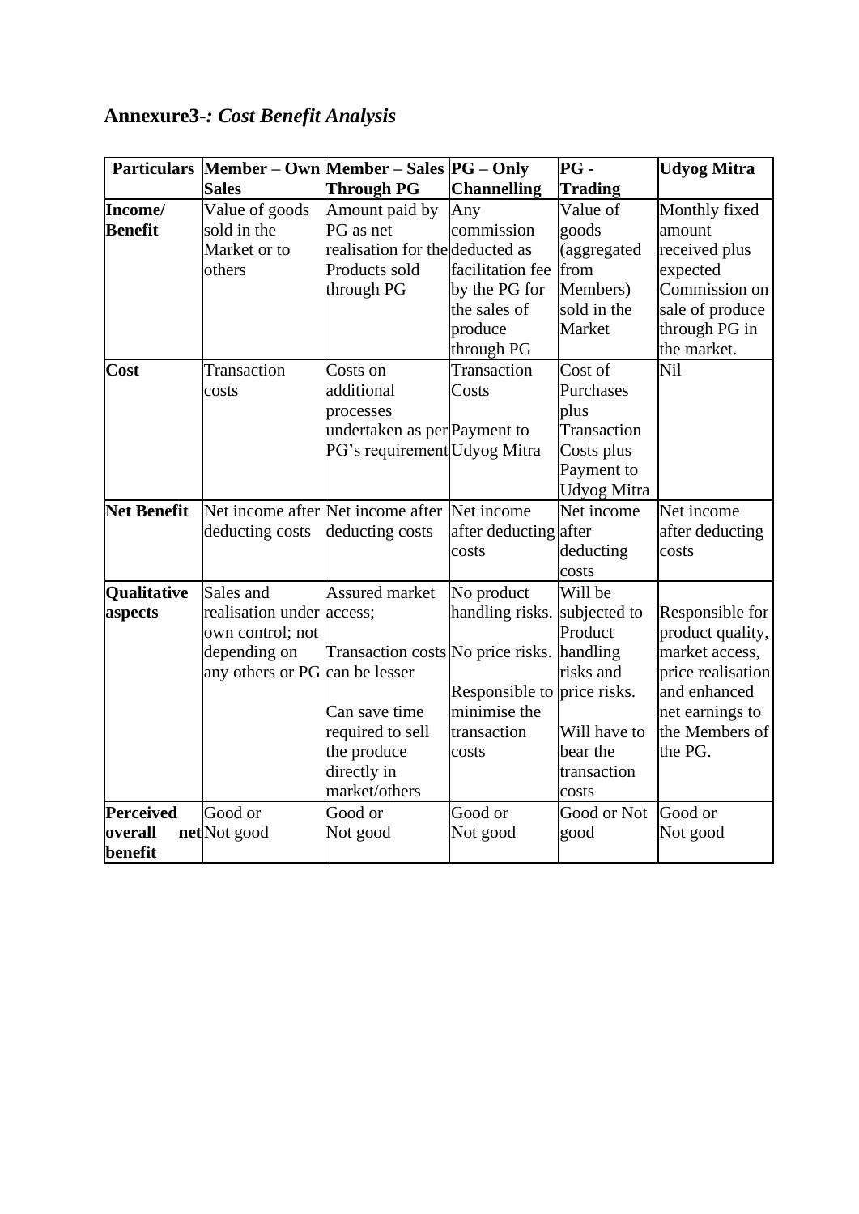## Annexure3-*: Cost Benefit Analysis*

| Particulars | Member – Own Sales | Member – Sales Through PG | PG – Only Channelling | PG - Trading | Udyog Mitra |
|---|---|---|---|---|---|
| **Income/ Benefit** | Value of goods sold in the Market or to others | Amount paid by PG as net realisation for the Products sold through PG | Any commission deducted as facilitation fee by the PG for the sales of produce through PG | Value of goods (aggregated from Members) sold in the Market | Monthly fixed amount received plus expected Commission on sale of produce through PG in the market. |
| **Cost** | Transaction costs | Costs on additional processes undertaken as per PG's requirement | Transaction Costs<br>Payment to Udyog Mitra | Cost of Purchases plus Transaction Costs plus Payment to Udyog Mitra | Nil |
| **Net Benefit** | Net income after deducting costs | Net income after deducting costs | Net income after deducting costs | Net income after deducting costs | Net income after deducting costs |
| **Qualitative aspects** | Sales and realisation under own control; not depending on any others or PG | Assured market access;<br><br>Transaction costs can be lesser<br><br>Can save time required to sell the produce directly in market/others | No product handling risks.<br>No price risks.<br><br>Responsible to minimise the transaction costs | Will be subjected to Product handling risks and price risks.<br><br>Will have to bear the transaction costs | Responsible for product quality, market access, price realisation and enhanced net earnings to the Members of the PG. |
| **Perceived overall net benefit** | Good or Not good | Good or Not good | Good or Not good | Good or Not good | Good or Not good |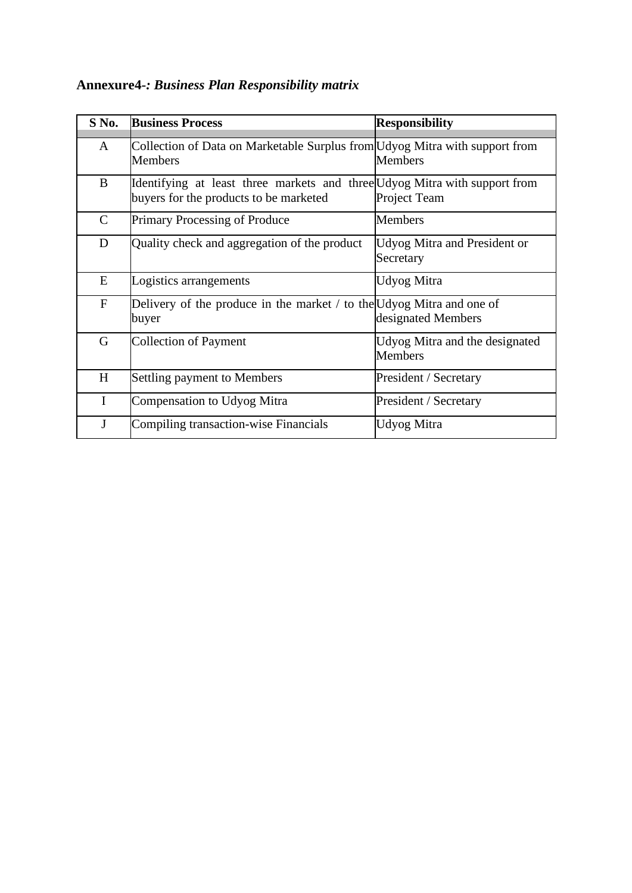**Annexure4-*: Business Plan Responsibility matrix***

| S No. | Business Process | Responsibility |
|---|---|---|
| A | Collection of Data on Marketable Surplus from Members | Udyog Mitra with support from Members |
| B | Identifying at least three markets and three buyers for the products to be marketed | Udyog Mitra with support from Project Team |
| C | Primary Processing of Produce | Members |
| D | Quality check and aggregation of the product | Udyog Mitra and President or Secretary |
| E | Logistics arrangements | Udyog Mitra |
| F | Delivery of the produce in the market / to the buyer | Udyog Mitra and one of designated Members |
| G | Collection of Payment | Udyog Mitra and the designated Members |
| H | Settling payment to Members | President / Secretary |
| I | Compensation to Udyog Mitra | President / Secretary |
| J | Compiling transaction-wise Financials | Udyog Mitra |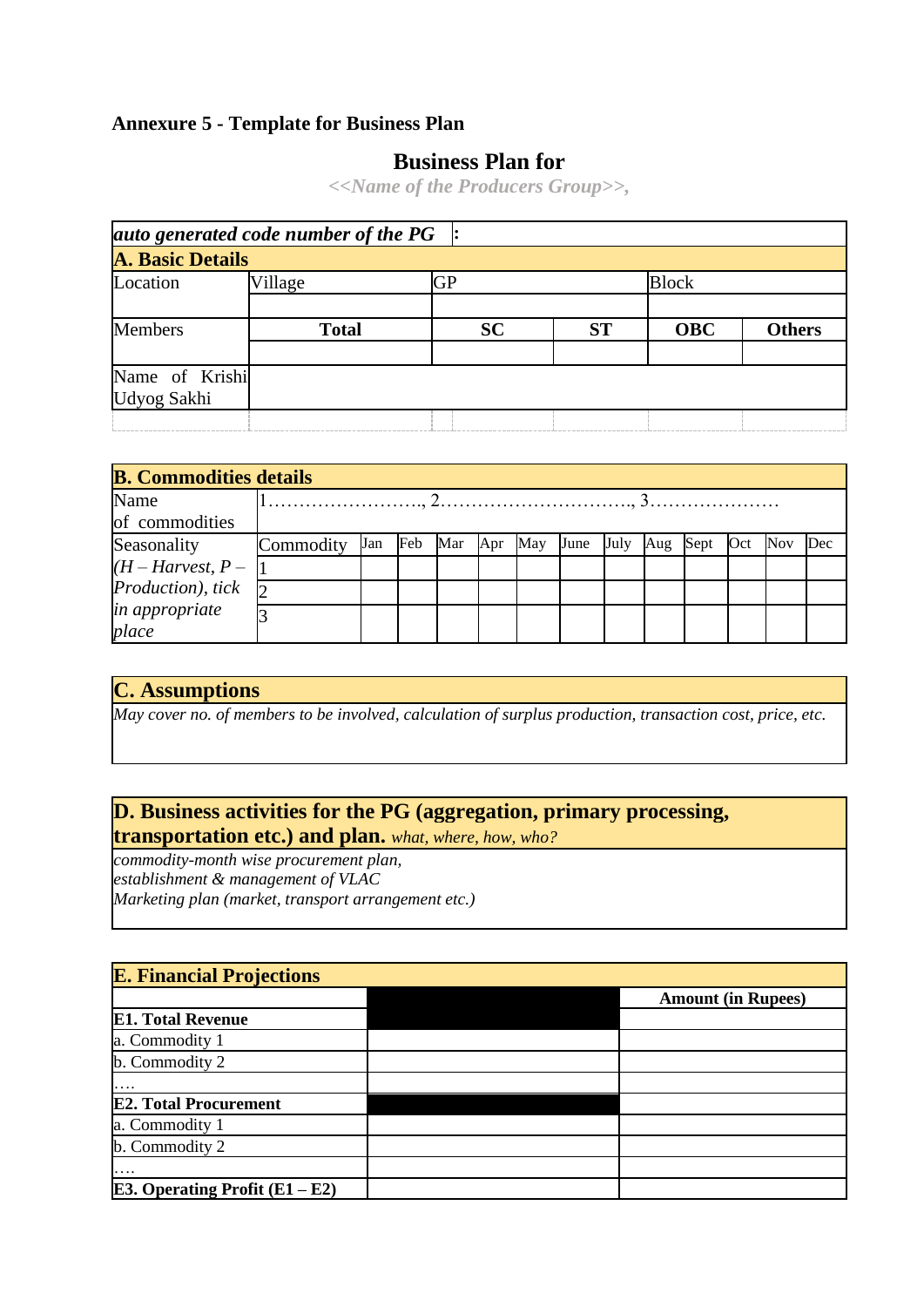**Annexure 5 - Template for Business Plan**

## Business Plan for

*<<Name of the Producers Group>>,*

| *auto generated code number of the PG* | : | | | | |
|---|---|---|---|---|---|
| **A. Basic Details** | | | | | |
| Location | Village | GP | | Block | |
| | | | | | |
| Members | **Total** | **SC** | **ST** | **OBC** | **Others** |
| | | | | | |
| Name of Krishi Udyog Sakhi | | | | | |

| **B. Commodities details** | | | | | | | | | | | | | |
|---|---|---|---|---|---|---|---|---|---|---|---|---|---|
| Name of commodities | 1……………………., 2…………………………., 3………………… | | | | | | | | | | | | |
| Seasonality *(H – Harvest, P – Production), tick in appropriate place* | Commodity | Jan | Feb | Mar | Apr | May | June | July | Aug | Sept | Oct | Nov | Dec |
| | 1 | | | | | | | | | | | | |
| | 2 | | | | | | | | | | | | |
| | 3 | | | | | | | | | | | | |

### C. Assumptions

*May cover no. of members to be involved, calculation of surplus production, transaction cost, price, etc.*

### D. Business activities for the PG (aggregation, primary processing, transportation etc.) and plan. *what, where, how, who?*

*commodity-month wise procurement plan,*
*establishment & management of VLAC*
*Marketing plan (market, transport arrangement etc.)*

| **E. Financial Projections** | | |
|---|---|---|
| | | **Amount (in Rupees)** |
| **E1. Total Revenue** | | |
| a. Commodity 1 | | |
| b. Commodity 2 | | |
| …. | | |
| **E2. Total Procurement** | | |
| a. Commodity 1 | | |
| b. Commodity 2 | | |
| …. | | |
| **E3. Operating Profit (E1 – E2)** | | |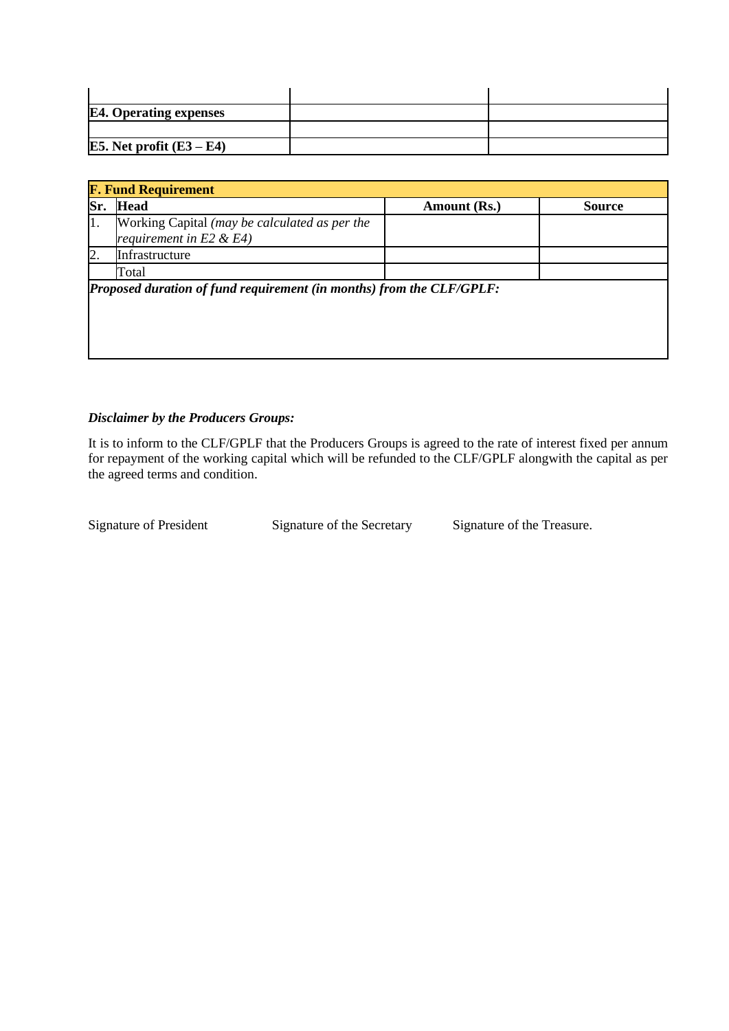| | | |
|---|---|---|
| | | |
| **E4. Operating expenses** | | |
| | | |
| **E5. Net profit (E3 – E4)** | | |

| **F. Fund Requirement** | | | |
|---|---|---|---|
| **Sr.** | **Head** | **Amount (Rs.)** | **Source** |
| 1. | Working Capital *(may be calculated as per the requirement in E2 & E4)* | | |
| 2. | Infrastructure | | |
| | Total | | |

***Proposed duration of fund requirement (in months) from the CLF/GPLF:***

***Disclaimer by the Producers Groups:***

It is to inform to the CLF/GPLF that the Producers Groups is agreed to the rate of interest fixed per annum for repayment of the working capital which will be refunded to the CLF/GPLF alongwith the capital as per the agreed terms and condition.

Signature of President　　　Signature of the Secretary　　　Signature of the Treasure.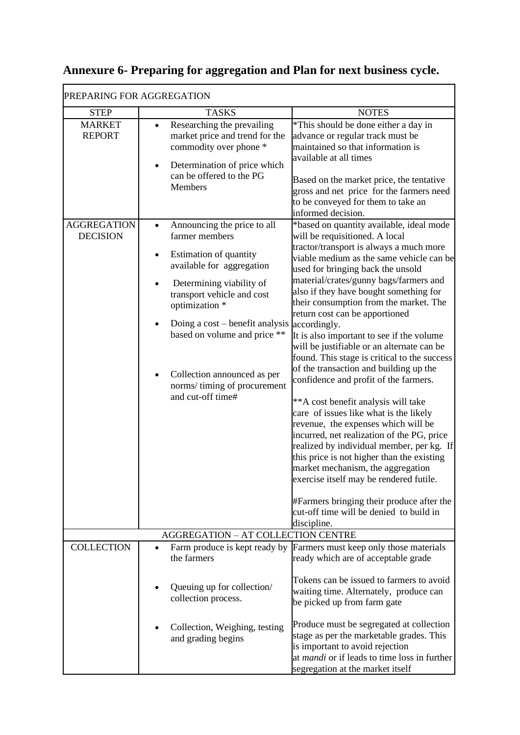## Annexure 6- Preparing for aggregation and Plan for next business cycle.

| PREPARING FOR AGGREGATION | | |
|---|---|---|
| STEP | TASKS | NOTES |
| MARKET REPORT | • Researching the prevailing market price and trend for the commodity over phone * <br> • Determination of price which can be offered to the PG Members | *This should be done either a day in advance or regular track must be maintained so that information is available at all times <br><br> Based on the market price, the tentative gross and net price for the farmers need to be conveyed for them to take an informed decision. |
| AGGREGATION DECISION | • Announcing the price to all farmer members <br> • Estimation of quantity available for aggregation <br> • Determining viability of transport vehicle and cost optimization * <br> • Doing a cost – benefit analysis based on volume and price ** <br> • Collection announced as per norms/ timing of procurement and cut-off time# | *based on quantity available, ideal mode will be requisitioned. A local tractor/transport is always a much more viable medium as the same vehicle can be used for bringing back the unsold material/crates/gunny bags/farmers and also if they have bought something for their consumption from the market. The return cost can be apportioned accordingly. It is also important to see if the volume will be justifiable or an alternate can be found. This stage is critical to the success of the transaction and building up the confidence and profit of the farmers. <br><br> **A cost benefit analysis will take care of issues like what is the likely revenue, the expenses which will be incurred, net realization of the PG, price realized by individual member, per kg. If this price is not higher than the existing market mechanism, the aggregation exercise itself may be rendered futile. <br><br> #Farmers bringing their produce after the cut-off time will be denied to build in discipline. |
| AGGREGATION – AT COLLECTION CENTRE | | |
| COLLECTION | • Farm produce is kept ready by the farmers <br> • Queuing up for collection/ collection process. <br> • Collection, Weighing, testing and grading begins | Farmers must keep only those materials ready which are of acceptable grade <br><br> Tokens can be issued to farmers to avoid waiting time. Alternately, produce can be picked up from farm gate <br><br> Produce must be segregated at collection stage as per the marketable grades. This is important to avoid rejection at *mandi* or if leads to time loss in further segregation at the market itself |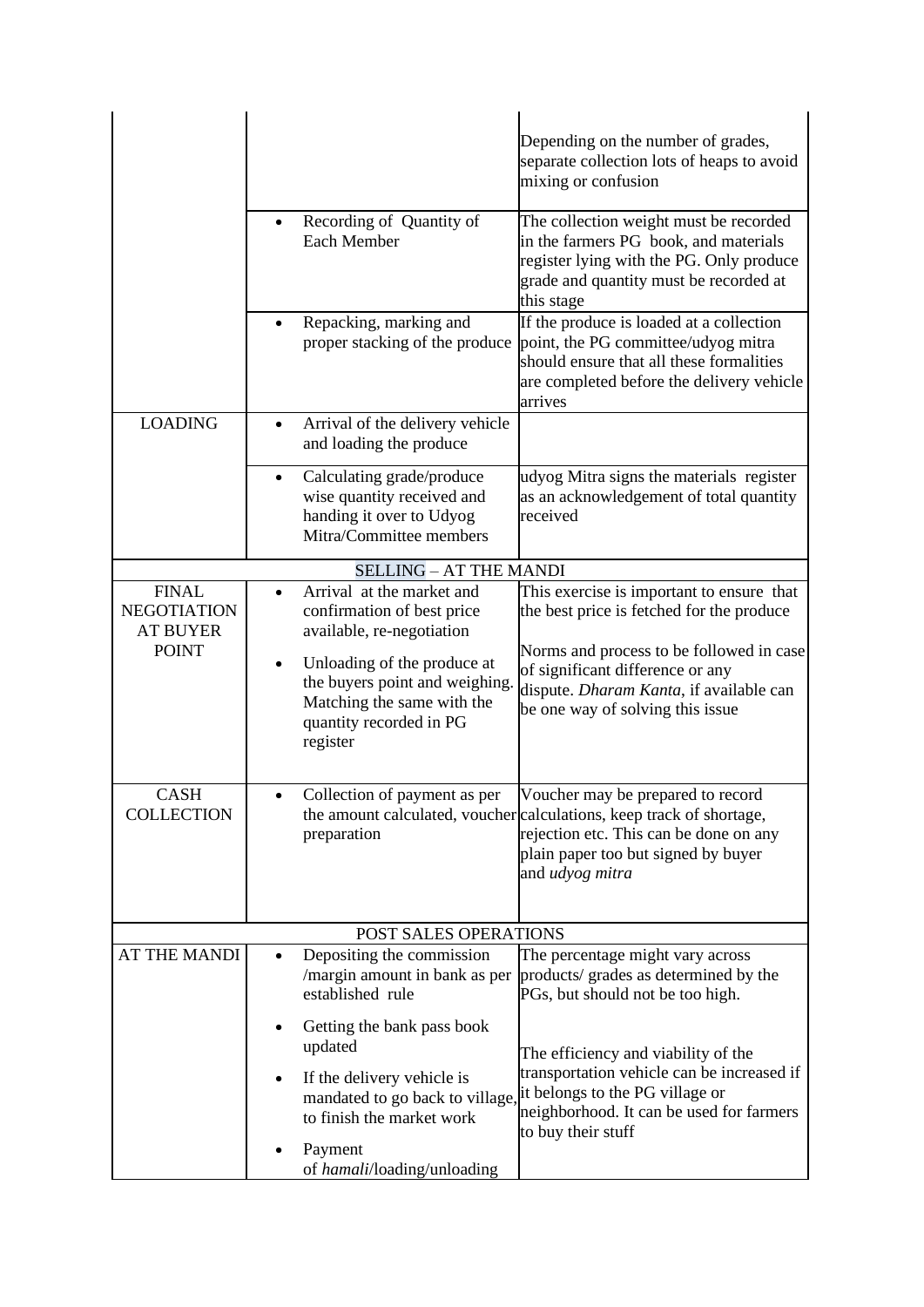| | | |
|---|---|---|
| | | Depending on the number of grades, separate collection lots of heaps to avoid mixing or confusion |
| | • Recording of Quantity of Each Member | The collection weight must be recorded in the farmers PG book, and materials register lying with the PG. Only produce grade and quantity must be recorded at this stage |
| | • Repacking, marking and proper stacking of the produce | If the produce is loaded at a collection point, the PG committee/udyog mitra should ensure that all these formalities are completed before the delivery vehicle arrives |
| LOADING | • Arrival of the delivery vehicle and loading the produce | |
| | • Calculating grade/produce wise quantity received and handing it over to Udyog Mitra/Committee members | udyog Mitra signs the materials register as an acknowledgement of total quantity received |
| SELLING – AT THE MANDI | | |
| FINAL NEGOTIATION AT BUYER POINT | • Arrival at the market and confirmation of best price available, re-negotiation<br>• Unloading of the produce at the buyers point and weighing. Matching the same with the quantity recorded in PG register | This exercise is important to ensure that the best price is fetched for the produce<br><br>Norms and process to be followed in case of significant difference or any dispute. *Dharam Kanta*, if available can be one way of solving this issue |
| CASH COLLECTION | • Collection of payment as per the amount calculated, voucher preparation | Voucher may be prepared to record calculations, keep track of shortage, rejection etc. This can be done on any plain paper too but signed by buyer and *udyog mitra* |
| POST SALES OPERATIONS | | |
| AT THE MANDI | • Depositing the commission /margin amount in bank as per established rule<br>• Getting the bank pass book updated<br>• If the delivery vehicle is mandated to go back to village, to finish the market work<br>• Payment of *hamali*/loading/unloading | The percentage might vary across products/ grades as determined by the PGs, but should not be too high.<br><br>The efficiency and viability of the transportation vehicle can be increased if it belongs to the PG village or neighborhood. It can be used for farmers to buy their stuff |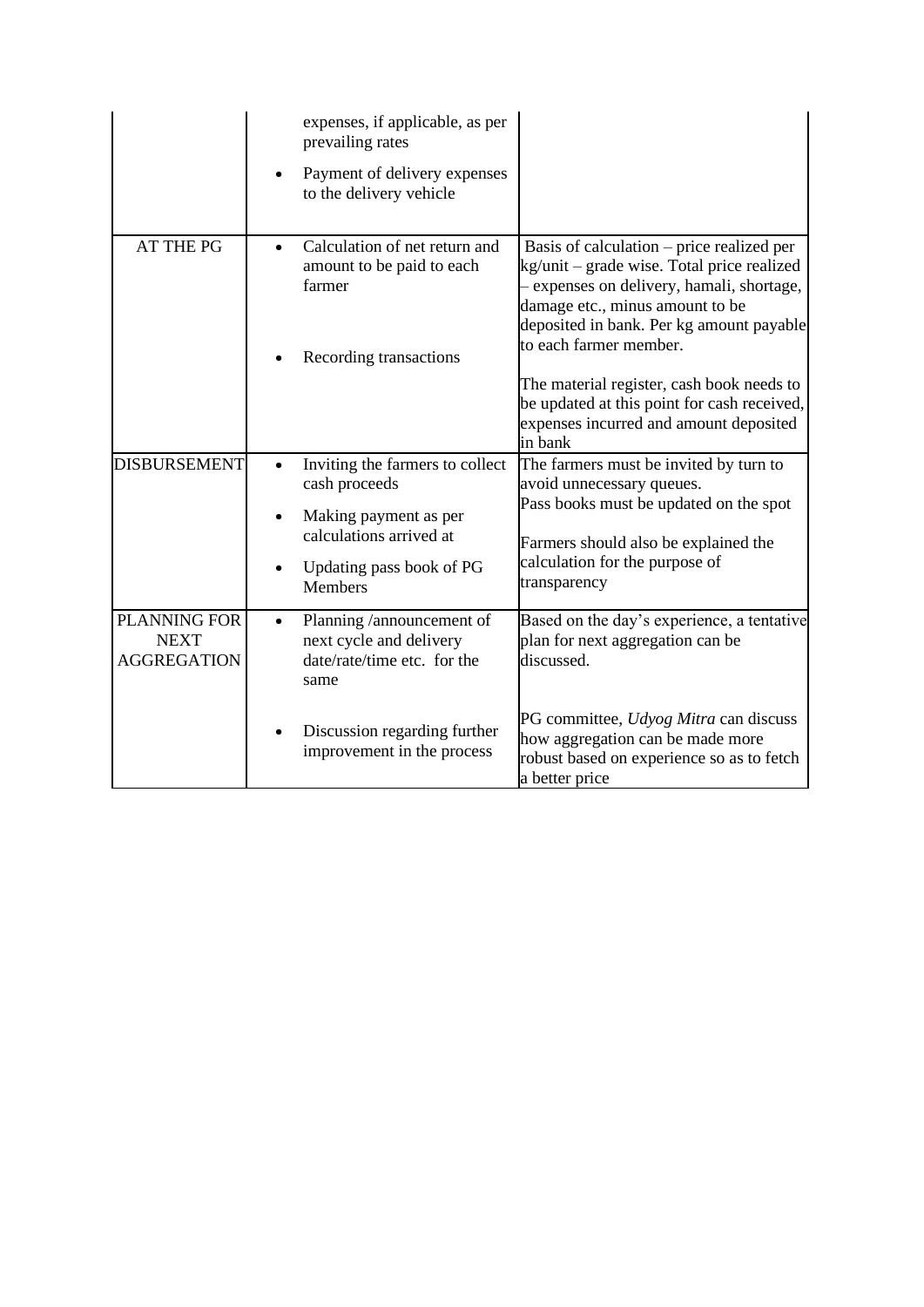| | | |
|---|---|---|
| | • expenses, if applicable, as per prevailing rates<br>• Payment of delivery expenses to the delivery vehicle | |
| AT THE PG | • Calculation of net return and amount to be paid to each farmer<br>• Recording transactions | Basis of calculation – price realized per kg/unit – grade wise. Total price realized – expenses on delivery, hamali, shortage, damage etc., minus amount to be deposited in bank. Per kg amount payable to each farmer member.<br><br>The material register, cash book needs to be updated at this point for cash received, expenses incurred and amount deposited in bank |
| DISBURSEMENT | • Inviting the farmers to collect cash proceeds<br>• Making payment as per calculations arrived at<br>• Updating pass book of PG Members | The farmers must be invited by turn to avoid unnecessary queues.<br>Pass books must be updated on the spot<br><br>Farmers should also be explained the calculation for the purpose of transparency |
| PLANNING FOR NEXT AGGREGATION | • Planning /announcement of next cycle and delivery date/rate/time etc. for the same<br>• Discussion regarding further improvement in the process | Based on the day's experience, a tentative plan for next aggregation can be discussed.<br><br>PG committee, *Udyog Mitra* can discuss how aggregation can be made more robust based on experience so as to fetch a better price |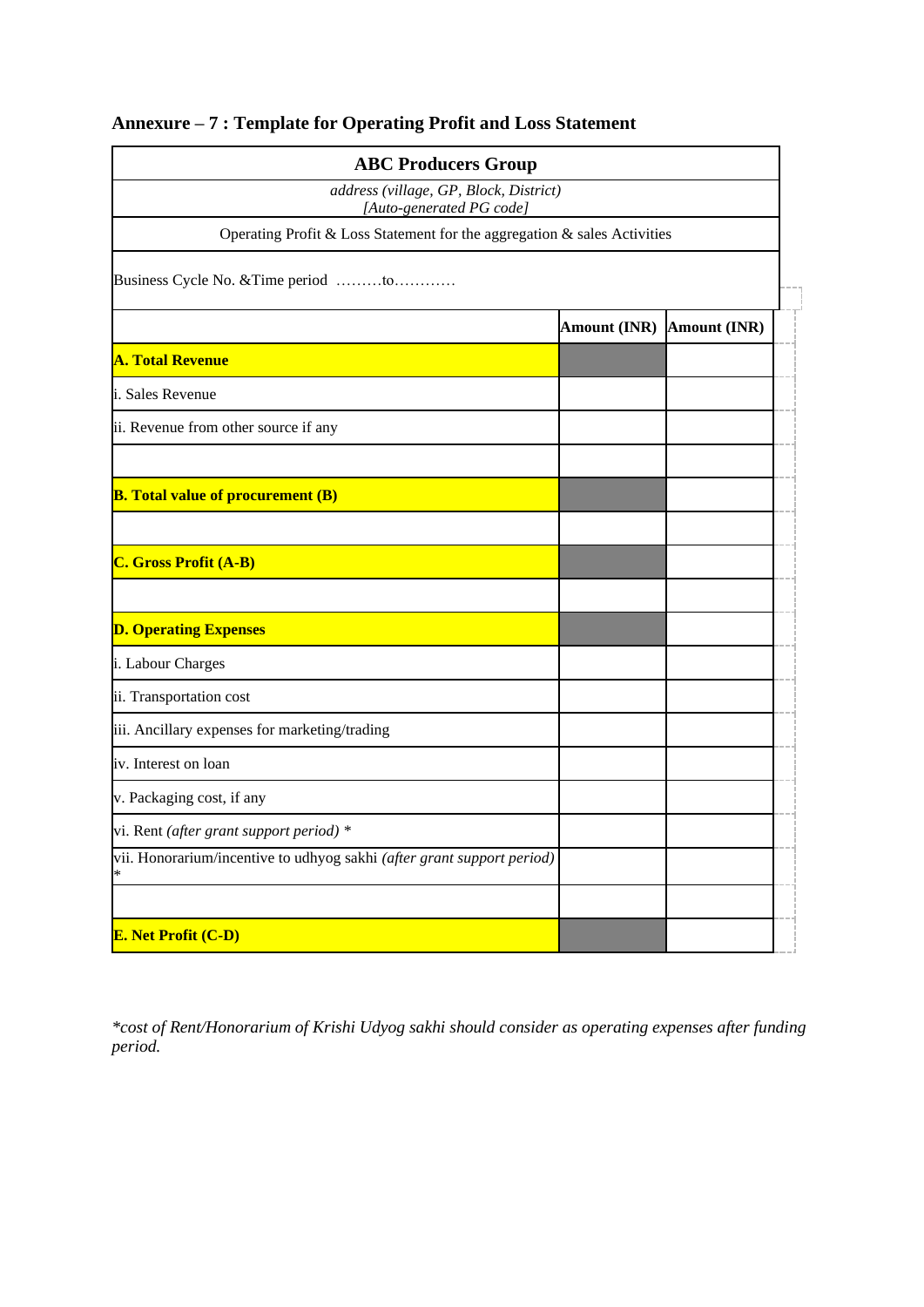## Annexure – 7 : Template for Operating Profit and Loss Statement

| ABC Producers Group | | |
|---|---|---|
| *address (village, GP, Block, District)* *[Auto-generated PG code]* | | |
| Operating Profit & Loss Statement for the aggregation & sales Activities | | |
| Business Cycle No. &Time period ………to………… | | |
| | **Amount (INR)** | **Amount (INR)** |
| **A. Total Revenue** | | |
| i. Sales Revenue | | |
| ii. Revenue from other source if any | | |
| | | |
| **B. Total value of procurement (B)** | | |
| | | |
| **C. Gross Profit (A-B)** | | |
| | | |
| **D. Operating Expenses** | | |
| i. Labour Charges | | |
| ii. Transportation cost | | |
| iii. Ancillary expenses for marketing/trading | | |
| iv. Interest on loan | | |
| v. Packaging cost, if any | | |
| vi. Rent *(after grant support period)* * | | |
| vii. Honorarium/incentive to udhyog sakhi *(after grant support period)* * | | |
| | | |
| **E. Net Profit (C-D)** | | |

*\*cost of Rent/Honorarium of Krishi Udyog sakhi should consider as operating expenses after funding period.*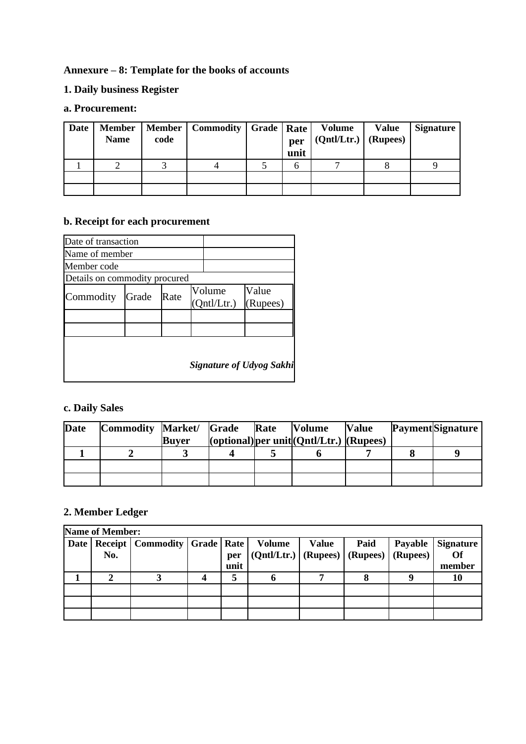**Annexure – 8: Template for the books of accounts**

**1. Daily business Register**

**a. Procurement:**

| Date | Member Name | Member code | Commodity | Grade | Rate per unit | Volume (Qntl/Ltr.) | Value (Rupees) | Signature |
|---|---|---|---|---|---|---|---|---|
| 1 | 2 | 3 | 4 | 5 | 6 | 7 | 8 | 9 |
| | | | | | | | | |
| | | | | | | | | |

**b. Receipt for each procurement**

| Date of transaction | | | | |
|---|---|---|---|---|
| Name of member | | | | |
| Member code | | | | |
| Details on commodity procured | | | | |
| Commodity | Grade | Rate | Volume (Qntl/Ltr.) | Value (Rupees) |
| | | | | |
| | | | | |

***Signature of Udyog Sakhi***

**c. Daily Sales**

| Date | Commodity | Market/ Buyer | Grade (optional) | Rate per unit | Volume (Qntl/Ltr.) | Value (Rupees) | Payment | Signature |
|---|---|---|---|---|---|---|---|---|
| 1 | 2 | 3 | 4 | 5 | 6 | 7 | 8 | 9 |
| | | | | | | | | |
| | | | | | | | | |

**2. Member Ledger**

| Name of Member: | | | | | | | | | |
|---|---|---|---|---|---|---|---|---|---|
| Date | Receipt No. | Commodity | Grade | Rate per unit | Volume (Qntl/Ltr.) | Value (Rupees) | Paid (Rupees) | Payable (Rupees) | Signature Of member |
| 1 | 2 | 3 | 4 | 5 | 6 | 7 | 8 | 9 | 10 |
| | | | | | | | | | |
| | | | | | | | | | |
| | | | | | | | | | |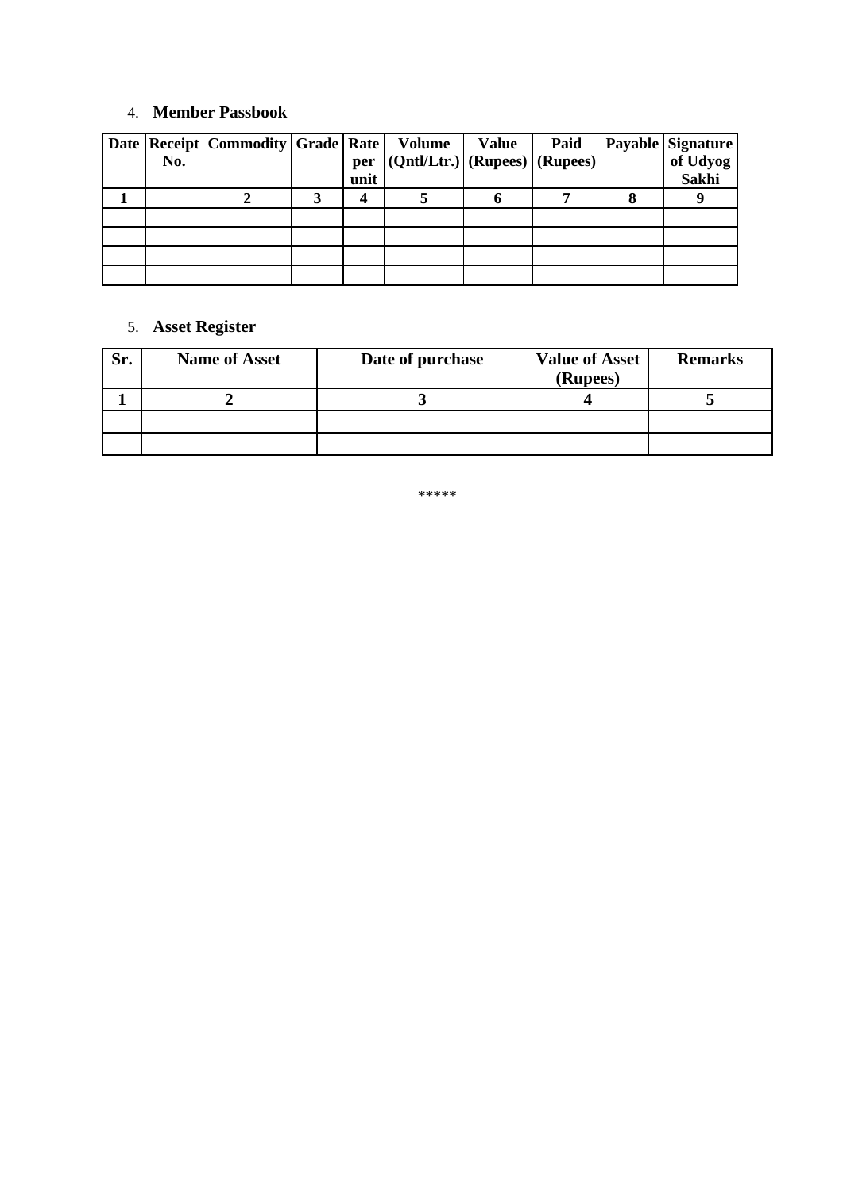4. **Member Passbook**

| Date | Receipt No. | Commodity | Grade | Rate per unit | Volume (Qntl/Ltr.) | Value (Rupees) | Paid (Rupees) | Payable | Signature of Udyog Sakhi |
|---|---|---|---|---|---|---|---|---|---|
| 1 | | 2 | 3 | 4 | 5 | 6 | 7 | 8 | 9 |
| | | | | | | | | | |
| | | | | | | | | | |
| | | | | | | | | | |
| | | | | | | | | | |

5. **Asset Register**

| Sr. | Name of Asset | Date of purchase | Value of Asset (Rupees) | Remarks |
|---|---|---|---|---|
| 1 | 2 | 3 | 4 | 5 |
| | | | | |
| | | | | |

*****